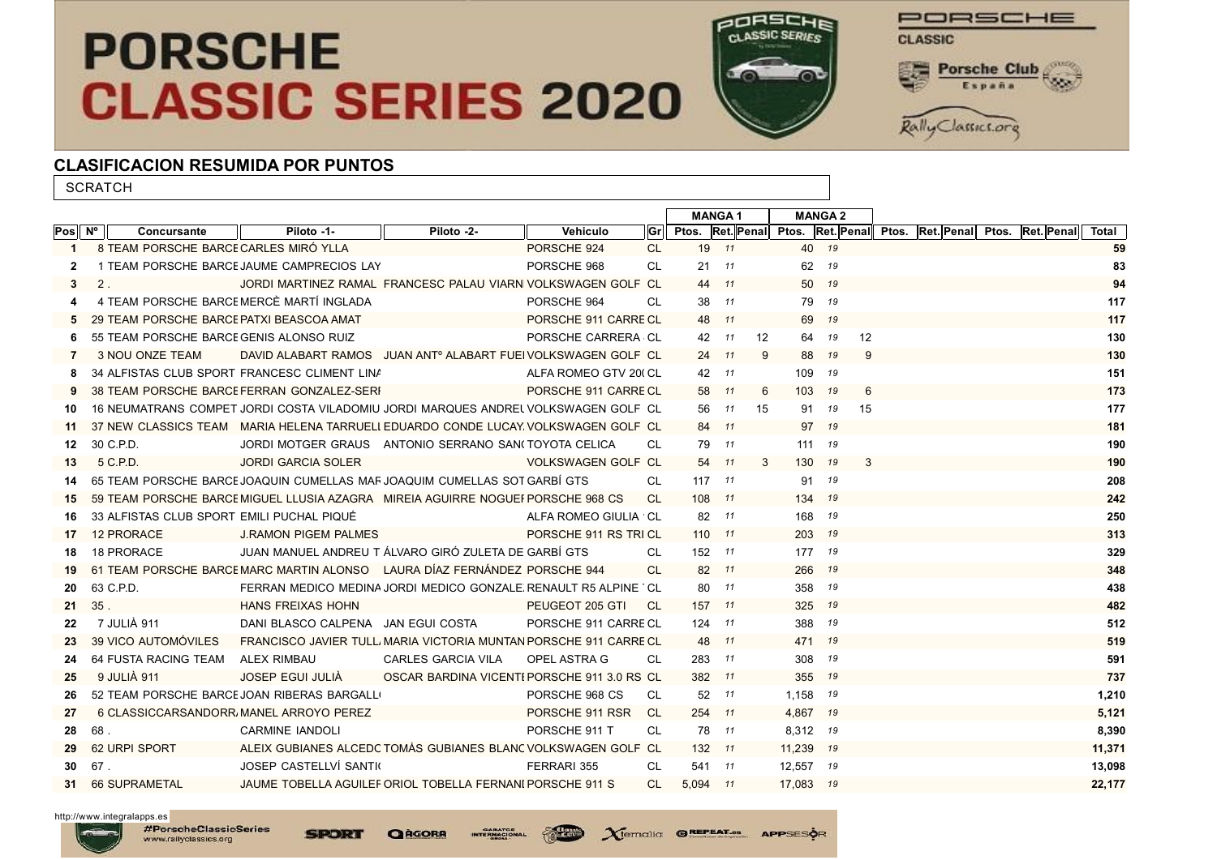# PORSCHE CLASSIC SERIES 2020

## CLASIFICACION RESUMIDA POR PUNTOS

SCRATCH

| | | | | | | | MANGA 1 | | | MANGA 2 | | | | | | | | | |
|---|---|---|---|---|---|---|---|---|---|---|---|---|---|---|---|---|---|---|---|
| Pos | Nº | Concursante | Piloto -1- | Piloto -2- | Vehiculo | Gr | Ptos. | Ret. | Penal | Ptos. | Ret. | Penal | Ptos. | Ret. | Penal | Ptos. | Ret. | Penal | Total |
| 1 | 8 | TEAM PORSCHE BARCE | CARLES MIRÓ YLLA | | PORSCHE 924 | CL | 19 | 11 | | 40 | 19 | | | | | | | | 59 |
| 2 | 1 | TEAM PORSCHE BARCE | JAUME CAMPRECIOS LAY | | PORSCHE 968 | CL | 21 | 11 | | 62 | 19 | | | | | | | | 83 |
| 3 | 2 | . | JORDI MARTINEZ RAMAL | FRANCESC PALAU VIARN | VOLKSWAGEN GOLF | CL | 44 | 11 | | 50 | 19 | | | | | | | | 94 |
| 4 | 4 | TEAM PORSCHE BARCE | MERCÈ MARTÍ INGLADA | | PORSCHE 964 | CL | 38 | 11 | | 79 | 19 | | | | | | | | 117 |
| 5 | 29 | TEAM PORSCHE BARCE | PATXI BEASCOA AMAT | | PORSCHE 911 CARRE | CL | 48 | 11 | | 69 | 19 | | | | | | | | 117 |
| 6 | 55 | TEAM PORSCHE BARCE | GENIS ALONSO RUIZ | | PORSCHE CARRERA | CL | 42 | 11 | 12 | 64 | 19 | 12 | | | | | | | 130 |
| 7 | 3 | NOU ONZE TEAM | DAVID ALABART RAMOS | JUAN ANTº ALABART FUE | VOLKSWAGEN GOLF | CL | 24 | 11 | 9 | 88 | 19 | 9 | | | | | | | 130 |
| 8 | 34 | ALFISTAS CLUB SPORT | FRANCESC CLIMENT LIN | | ALFA ROMEO GTV 20 | CL | 42 | 11 | | 109 | 19 | | | | | | | | 151 |
| 9 | 38 | TEAM PORSCHE BARCE | FERRAN GONZALEZ-SER | | PORSCHE 911 CARRE | CL | 58 | 11 | 6 | 103 | 19 | 6 | | | | | | | 173 |
| 10 | 16 | NEUMATRANS COMPET | JORDI COSTA VILADOMIU | JORDI MARQUES ANDRE | VOLKSWAGEN GOLF | CL | 56 | 11 | 15 | 91 | 19 | 15 | | | | | | | 177 |
| 11 | 37 | NEW CLASSICS TEAM | MARIA HELENA TARRUELI | EDUARDO CONDE LUCAY | VOLKSWAGEN GOLF | CL | 84 | 11 | | 97 | 19 | | | | | | | | 181 |
| 12 | 30 | C.P.D. | JORDI MOTGER GRAUS | ANTONIO SERRANO SAN | TOYOTA CELICA | CL | 79 | 11 | | 111 | 19 | | | | | | | | 190 |
| 13 | 5 | C.P.D. | JORDI GARCIA SOLER | | VOLKSWAGEN GOLF | CL | 54 | 11 | 3 | 130 | 19 | 3 | | | | | | | 190 |
| 14 | 65 | TEAM PORSCHE BARCE | JOAQUIN CUMELLAS MAR | JOAQUIM CUMELLAS SOT | GARBÍ GTS | CL | 117 | 11 | | 91 | 19 | | | | | | | | 208 |
| 15 | 59 | TEAM PORSCHE BARCE | MIGUEL LLUSIA AZAGRA | MIREIA AGUIRRE NOGUE | PORSCHE 968 CS | CL | 108 | 11 | | 134 | 19 | | | | | | | | 242 |
| 16 | 33 | ALFISTAS CLUB SPORT | EMILI PUCHAL PIQUÉ | | ALFA ROMEO GIULIA | CL | 82 | 11 | | 168 | 19 | | | | | | | | 250 |
| 17 | 12 | PRORACE | J.RAMON PIGEM PALMES | | PORSCHE 911 RS TRI | CL | 110 | 11 | | 203 | 19 | | | | | | | | 313 |
| 18 | 18 | PRORACE | JUAN MANUEL ANDREU T | ÁLVARO GIRÓ ZULETA DE | GARBÍ GTS | CL | 152 | 11 | | 177 | 19 | | | | | | | | 329 |
| 19 | 61 | TEAM PORSCHE BARCE | MARC MARTIN ALONSO | LAURA DÍAZ FERNÁNDEZ | PORSCHE 944 | CL | 82 | 11 | | 266 | 19 | | | | | | | | 348 |
| 20 | 63 | C.P.D. | FERRAN MEDICO MEDINA | JORDI MEDICO GONZALE | RENAULT R5 ALPINE | CL | 80 | 11 | | 358 | 19 | | | | | | | | 438 |
| 21 | 35 | . | HANS FREIXAS HOHN | | PEUGEOT 205 GTI | CL | 157 | 11 | | 325 | 19 | | | | | | | | 482 |
| 22 | 7 | JULIÀ 911 | DANI BLASCO CALPENA | JAN EGUI COSTA | PORSCHE 911 CARRE | CL | 124 | 11 | | 388 | 19 | | | | | | | | 512 |
| 23 | 39 | VICO AUTOMÓVILES | FRANCISCO JAVIER TULL | MARIA VICTORIA MUNTAN | PORSCHE 911 CARRE | CL | 48 | 11 | | 471 | 19 | | | | | | | | 519 |
| 24 | 64 | FUSTA RACING TEAM | ALEX RIMBAU | CARLES GARCIA VILA | OPEL ASTRA G | CL | 283 | 11 | | 308 | 19 | | | | | | | | 591 |
| 25 | 9 | JULIÀ 911 | JOSEP EGUI JULIÀ | OSCAR BARDINA VICENT | PORSCHE 911 3.0 RS | CL | 382 | 11 | | 355 | 19 | | | | | | | | 737 |
| 26 | 52 | TEAM PORSCHE BARCE | JOAN RIBERAS BARGALL | | PORSCHE 968 CS | CL | 52 | 11 | | 1,158 | 19 | | | | | | | | 1,210 |
| 27 | 6 | CLASSICCARSANDORR | MANEL ARROYO PEREZ | | PORSCHE 911 RSR | CL | 254 | 11 | | 4,867 | 19 | | | | | | | | 5,121 |
| 28 | 68 | . | CARMINE IANDOLI | | PORSCHE 911 T | CL | 78 | 11 | | 8,312 | 19 | | | | | | | | 8,390 |
| 29 | 62 | URPI SPORT | ALEIX GUBIANES ALCEDO | TOMÀS GUBIANES BLANC | VOLKSWAGEN GOLF | CL | 132 | 11 | | 11,239 | 19 | | | | | | | | 11,371 |
| 30 | 67 | . | JOSEP CASTELLVÍ SANTI | | FERRARI 355 | CL | 541 | 11 | | 12,557 | 19 | | | | | | | | 13,098 |
| 31 | 66 | SUPRAMETAL | JAUME TOBELLA AGUILEF | ORIOL TOBELLA FERNANI | PORSCHE 911 S | CL | 5,094 | 11 | | 17,083 | 19 | | | | | | | | 22,177 |

http://www.integralapps.es

#PorscheClassicSeries
www.rallyclassics.org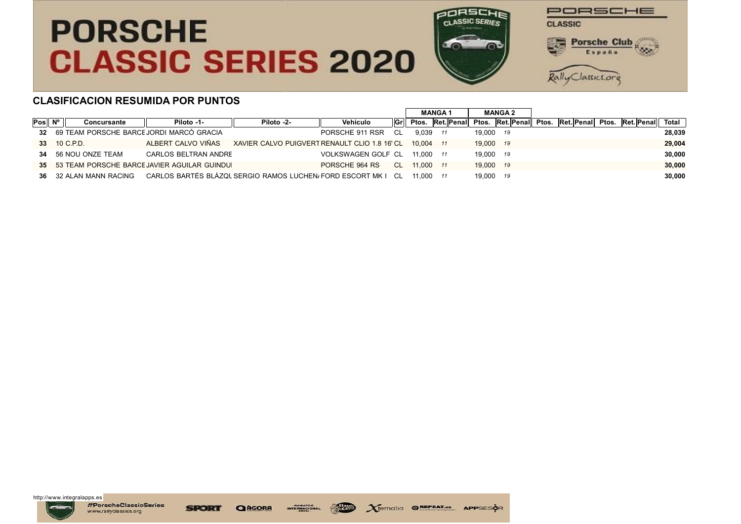# PORSCHE CLASSIC SERIES 2020

## CLASIFICACION RESUMIDA POR PUNTOS

| | | | | | | | MANGA 1 | | | MANGA 2 | | | | | | | | | |
|---|---|---|---|---|---|---|---|---|---|---|---|---|---|---|---|---|---|---|---|
| Pos | Nº | Concursante | Piloto -1- | Piloto -2- | Vehiculo | Gr | Ptos. | Ret. | Penal | Ptos. | Ret. | Penal | Ptos. | Ret. | Penal | Ptos. | Ret. | Penal | Total |
| 32 | 69 | TEAM PORSCHE BARCE | JORDI MARCÓ GRACIA | | PORSCHE 911 RSR | CL | 9,039 | 11 | | 19,000 | 19 | | | | | | | | 28,039 |
| 33 | 10 | C.P.D. | ALBERT CALVO VIÑAS | XAVIER CALVO PUIGVERT | RENAULT CLIO 1.8 16' | CL | 10,004 | 11 | | 19,000 | 19 | | | | | | | | 29,004 |
| 34 | 56 | NOU ONZE TEAM | CARLOS BELTRAN ANDRE | | VOLKSWAGEN GOLF | CL | 11,000 | 11 | | 19,000 | 19 | | | | | | | | 30,000 |
| 35 | 53 | TEAM PORSCHE BARCE | JAVIER AGUILAR GUINDU | | PORSCHE 964 RS | CL | 11,000 | 11 | | 19,000 | 19 | | | | | | | | 30,000 |
| 36 | 32 | ALAN MANN RACING | CARLOS BARTÉS BLÁZQU | SERGIO RAMOS LUCHEN/ | FORD ESCORT MK I | CL | 11,000 | 11 | | 19,000 | 19 | | | | | | | | 30,000 |

http://www.integralapps.es

#PorscheClassicSeries
www.rallyclassics.org